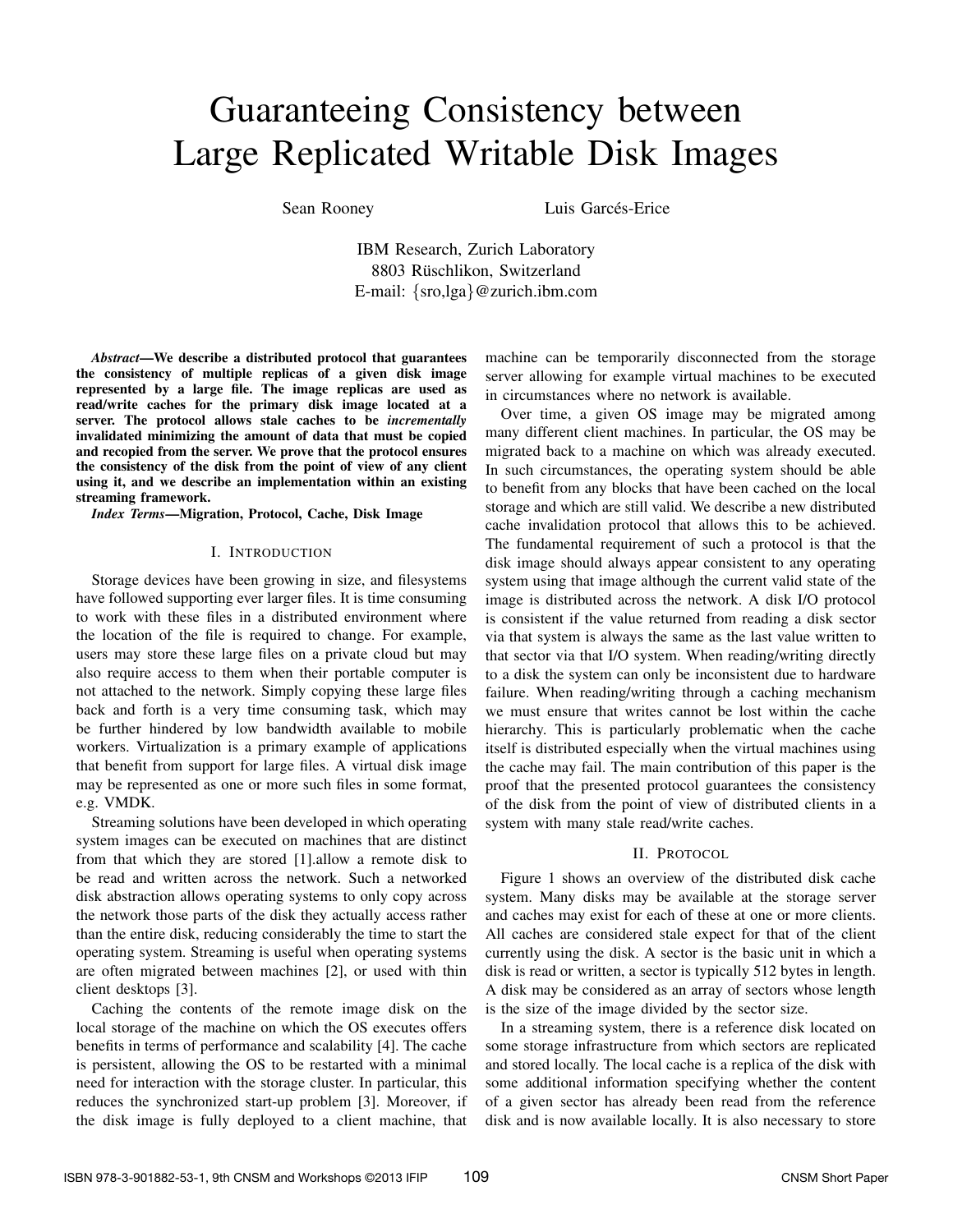# Guaranteeing Consistency between Large Replicated Writable Disk Images

Sean Rooney    Luis Garcés-Erice

IBM Research, Zurich Laboratory
8803 Rüschlikon, Switzerland
E-mail: {sro,lga}@zurich.ibm.com

***Abstract*—We describe a distributed protocol that guarantees the consistency of multiple replicas of a given disk image represented by a large file. The image replicas are used as read/write caches for the primary disk image located at a server. The protocol allows stale caches to be *incrementally* invalidated minimizing the amount of data that must be copied and recopied from the server. We prove that the protocol ensures the consistency of the disk from the point of view of any client using it, and we describe an implementation within an existing streaming framework.**

***Index Terms*—Migration, Protocol, Cache, Disk Image**

## I. Introduction

Storage devices have been growing in size, and filesystems have followed supporting ever larger files. It is time consuming to work with these files in a distributed environment where the location of the file is required to change. For example, users may store these large files on a private cloud but may also require access to them when their portable computer is not attached to the network. Simply copying these large files back and forth is a very time consuming task, which may be further hindered by low bandwidth available to mobile workers. Virtualization is a primary example of applications that benefit from support for large files. A virtual disk image may be represented as one or more such files in some format, e.g. VMDK.

Streaming solutions have been developed in which operating system images can be executed on machines that are distinct from that which they are stored [1].allow a remote disk to be read and written across the network. Such a networked disk abstraction allows operating systems to only copy across the network those parts of the disk they actually access rather than the entire disk, reducing considerably the time to start the operating system. Streaming is useful when operating systems are often migrated between machines [2], or used with thin client desktops [3].

Caching the contents of the remote image disk on the local storage of the machine on which the OS executes offers benefits in terms of performance and scalability [4]. The cache is persistent, allowing the OS to be restarted with a minimal need for interaction with the storage cluster. In particular, this reduces the synchronized start-up problem [3]. Moreover, if the disk image is fully deployed to a client machine, that machine can be temporarily disconnected from the storage server allowing for example virtual machines to be executed in circumstances where no network is available.

Over time, a given OS image may be migrated among many different client machines. In particular, the OS may be migrated back to a machine on which was already executed. In such circumstances, the operating system should be able to benefit from any blocks that have been cached on the local storage and which are still valid. We describe a new distributed cache invalidation protocol that allows this to be achieved. The fundamental requirement of such a protocol is that the disk image should always appear consistent to any operating system using that image although the current valid state of the image is distributed across the network. A disk I/O protocol is consistent if the value returned from reading a disk sector via that system is always the same as the last value written to that sector via that I/O system. When reading/writing directly to a disk the system can only be inconsistent due to hardware failure. When reading/writing through a caching mechanism we must ensure that writes cannot be lost within the cache hierarchy. This is particularly problematic when the cache itself is distributed especially when the virtual machines using the cache may fail. The main contribution of this paper is the proof that the presented protocol guarantees the consistency of the disk from the point of view of distributed clients in a system with many stale read/write caches.

## II. Protocol

Figure 1 shows an overview of the distributed disk cache system. Many disks may be available at the storage server and caches may exist for each of these at one or more clients. All caches are considered stale expect for that of the client currently using the disk. A sector is the basic unit in which a disk is read or written, a sector is typically 512 bytes in length. A disk may be considered as an array of sectors whose length is the size of the image divided by the sector size.

In a streaming system, there is a reference disk located on some storage infrastructure from which sectors are replicated and stored locally. The local cache is a replica of the disk with some additional information specifying whether the content of a given sector has already been read from the reference disk and is now available locally. It is also necessary to store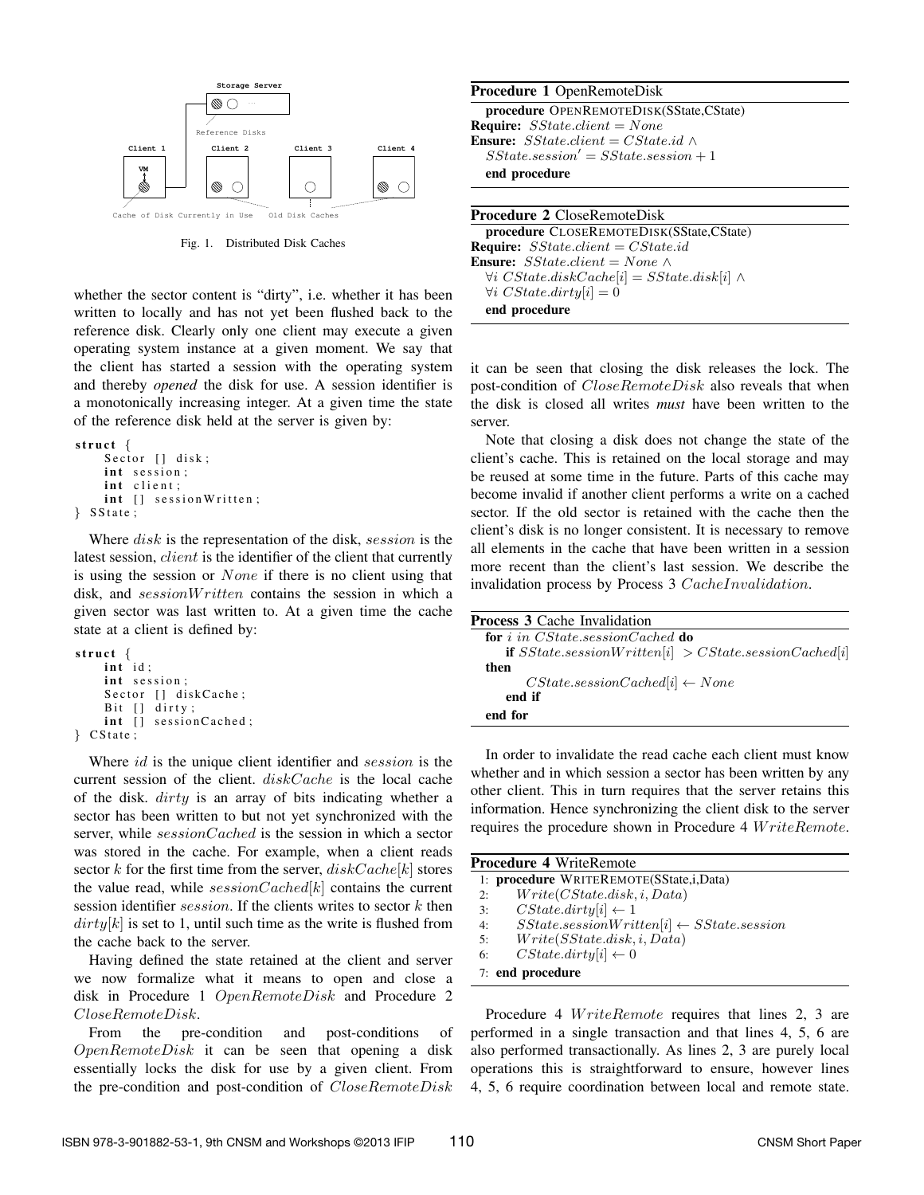Fig. 1. Distributed Disk Caches

whether the sector content is "dirty", i.e. whether it has been written to locally and has not yet been flushed back to the reference disk. Clearly only one client may execute a given operating system instance at a given moment. We say that the client has started a session with the operating system and thereby *opened* the disk for use. A session identifier is a monotonically increasing integer. At a given time the state of the reference disk held at the server is given by:

```
struct {
    Sector [] disk;
    int session;
    int client;
    int [] sessionWritten;
} SState;
```

Where $disk$ is the representation of the disk, $session$ is the latest session, $client$ is the identifier of the client that currently is using the session or $None$ if there is no client using that disk, and $sessionWritten$ contains the session in which a given sector was last written to. At a given time the cache state at a client is defined by:

```
struct {
    int id;
    int session;
    Sector [] diskCache;
    Bit [] dirty;
    int [] sessionCached;
} CState;
```

Where $id$ is the unique client identifier and $session$ is the current session of the client. $diskCache$ is the local cache of the disk. $dirty$ is an array of bits indicating whether a sector has been written to but not yet synchronized with the server, while $sessionCached$ is the session in which a sector was stored in the cache. For example, when a client reads sector $k$ for the first time from the server, $diskCache[k]$ stores the value read, while $sessionCached[k]$ contains the current session identifier $session$. If the clients writes to sector $k$ then $dirty[k]$ is set to 1, until such time as the write is flushed from the cache back to the server.

Having defined the state retained at the client and server we now formalize what it means to open and close a disk in Procedure 1 $OpenRemoteDisk$ and Procedure 2 $CloseRemoteDisk$.

From the pre-condition and post-conditions of $OpenRemoteDisk$ it can be seen that opening a disk essentially locks the disk for use by a given client. From the pre-condition and post-condition of $CloseRemoteDisk$ it can be seen that closing the disk releases the lock. The post-condition of $CloseRemoteDisk$ also reveals that when the disk is closed all writes *must* have been written to the server.

**Procedure 1** OpenRemoteDisk

**procedure** OPENREMOTEDISK(SState,CState)
**Require:** $SState.client = None$
**Ensure:** $SState.client = CState.id \wedge SState.session' = SState.session + 1$
**end procedure**

**Procedure 2** CloseRemoteDisk

**procedure** CLOSEREMOTEDISK(SState,CState)
**Require:** $SState.client = CState.id$
**Ensure:** $SState.client = None \wedge \forall i\ CState.diskCache[i] = SState.disk[i] \wedge \forall i\ CState.dirty[i] = 0$
**end procedure**

Note that closing a disk does not change the state of the client's cache. This is retained on the local storage and may be reused at some time in the future. Parts of this cache may become invalid if another client performs a write on a cached sector. If the old sector is retained with the cache then the client's disk is no longer consistent. It is necessary to remove all elements in the cache that have been written in a session more recent than the client's last session. We describe the invalidation process by Process 3 $CacheInvalidation$.

**Process 3** Cache Invalidation

**for** $i$ *in* $CState.sessionCached$ **do**
  **if** $SState.sessionWritten[i] > CState.sessionCached[i]$ **then**
    $CState.sessionCached[i] \leftarrow None$
  **end if**
**end for**

In order to invalidate the read cache each client must know whether and in which session a sector has been written by any other client. This in turn requires that the server retains this information. Hence synchronizing the client disk to the server requires the procedure shown in Procedure 4 $WriteRemote$.

**Procedure 4** WriteRemote

1: **procedure** WRITEREMOTE(SState,i,Data)
2: $Write(CState.disk, i, Data)$
3: $CState.dirty[i] \leftarrow 1$
4: $SState.sessionWritten[i] \leftarrow SState.session$
5: $Write(SState.disk, i, Data)$
6: $CState.dirty[i] \leftarrow 0$
7: **end procedure**

Procedure 4 $WriteRemote$ requires that lines 2, 3 are performed in a single transaction and that lines 4, 5, 6 are also performed transactionally. As lines 2, 3 are purely local operations this is straightforward to ensure, however lines 4, 5, 6 require coordination between local and remote state.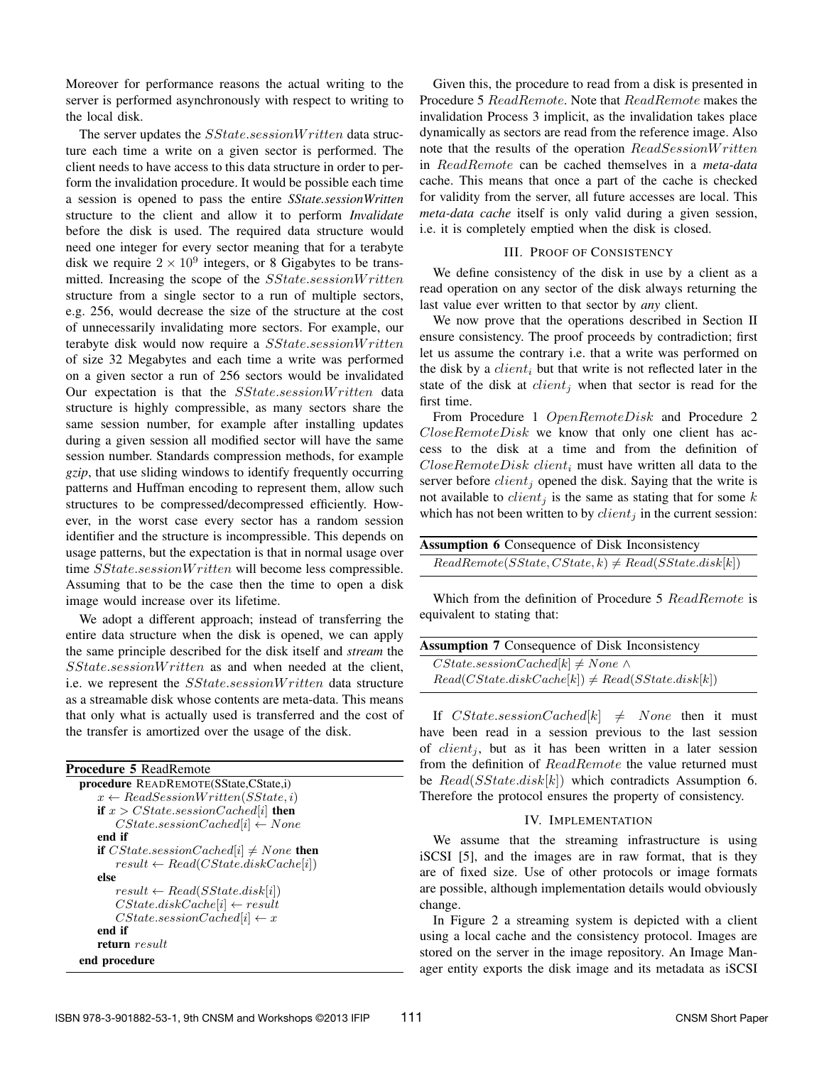Moreover for performance reasons the actual writing to the server is performed asynchronously with respect to writing to the local disk.

The server updates the $SState.sessionWritten$ data structure each time a write on a given sector is performed. The client needs to have access to this data structure in order to perform the invalidation procedure. It would be possible each time a session is opened to pass the entire ***SState.sessionWritten*** structure to the client and allow it to perform ***Invalidate*** before the disk is used. The required data structure would need one integer for every sector meaning that for a terabyte disk we require $2 \times 10^9$ integers, or 8 Gigabytes to be transmitted. Increasing the scope of the $SState.sessionWritten$ structure from a single sector to a run of multiple sectors, e.g. 256, would decrease the size of the structure at the cost of unnecessarily invalidating more sectors. For example, our terabyte disk would now require a $SState.sessionWritten$ of size 32 Megabytes and each time a write was performed on a given sector a run of 256 sectors would be invalidated Our expectation is that the $SState.sessionWritten$ data structure is highly compressible, as many sectors share the same session number, for example after installing updates during a given session all modified sector will have the same session number. Standards compression methods, for example *gzip*, that use sliding windows to identify frequently occurring patterns and Huffman encoding to represent them, allow such structures to be compressed/decompressed efficiently. However, in the worst case every sector has a random session identifier and the structure is incompressible. This depends on usage patterns, but the expectation is that in normal usage over time $SState.sessionWritten$ will become less compressible. Assuming that to be the case then the time to open a disk image would increase over its lifetime.

We adopt a different approach; instead of transferring the entire data structure when the disk is opened, we can apply the same principle described for the disk itself and *stream* the $SState.sessionWritten$ as and when needed at the client, i.e. we represent the $SState.sessionWritten$ data structure as a streamable disk whose contents are meta-data. This means that only what is actually used is transferred and the cost of the transfer is amortized over the usage of the disk.

**Procedure 5** ReadRemote

```
procedure READREMOTE(SState,CState,i)
    x ← ReadSessionWritten(SState, i)
    if x > CState.sessionCached[i] then
        CState.sessionCached[i] ← None
    end if
    if CState.sessionCached[i] ≠ None then
        result ← Read(CState.diskCache[i])
    else
        result ← Read(SState.disk[i])
        CState.diskCache[i] ← result
        CState.sessionCached[i] ← x
    end if
    return result
end procedure
```

Given this, the procedure to read from a disk is presented in Procedure 5 $ReadRemote$. Note that $ReadRemote$ makes the invalidation Process 3 implicit, as the invalidation takes place dynamically as sectors are read from the reference image. Also note that the results of the operation $ReadSessionWritten$ in $ReadRemote$ can be cached themselves in a ***meta-data*** cache. This means that once a part of the cache is checked for validity from the server, all future accesses are local. This *meta-data cache* itself is only valid during a given session, i.e. it is completely emptied when the disk is closed.

## III. Proof of Consistency

We define consistency of the disk in use by a client as a read operation on any sector of the disk always returning the last value ever written to that sector by *any* client.

We now prove that the operations described in Section II ensure consistency. The proof proceeds by contradiction; first let us assume the contrary i.e. that a write was performed on the disk by a $client_i$ but that write is not reflected later in the state of the disk at $client_j$ when that sector is read for the first time.

From Procedure 1 $OpenRemoteDisk$ and Procedure 2 $CloseRemoteDisk$ we know that only one client has access to the disk at a time and from the definition of $CloseRemoteDisk$ $client_i$ must have written all data to the server before $client_j$ opened the disk. Saying that the write is not available to $client_j$ is the same as stating that for some $k$ which has not been written to by $client_j$ in the current session:

**Assumption 6** Consequence of Disk Inconsistency

$$ReadRemote(SState, CState, k) \neq Read(SState.disk[k])$$

Which from the definition of Procedure 5 $ReadRemote$ is equivalent to stating that:

**Assumption 7** Consequence of Disk Inconsistency

$$CState.sessionCached[k] \neq None \wedge$$
$$Read(CState.diskCache[k]) \neq Read(SState.disk[k])$$

If $CState.sessionCached[k] \neq None$ then it must have been read in a session previous to the last session of $client_j$, but as it has been written in a later session from the definition of $ReadRemote$ the value returned must be $Read(SState.disk[k])$ which contradicts Assumption 6. Therefore the protocol ensures the property of consistency.

## IV. Implementation

We assume that the streaming infrastructure is using iSCSI [5], and the images are in raw format, that is they are of fixed size. Use of other protocols or image formats are possible, although implementation details would obviously change.

In Figure 2 a streaming system is depicted with a client using a local cache and the consistency protocol. Images are stored on the server in the image repository. An Image Manager entity exports the disk image and its metadata as iSCSI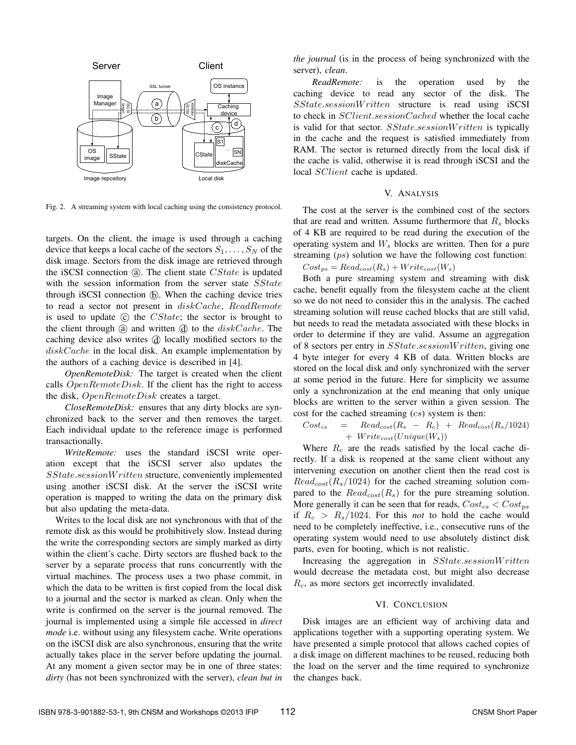Server

Client

SSL tunnel

OS instance

Image Manager

iSCSI targets

iSCSI initiator

Caching device

a

b

c

d

OS image

SState

CState

S1

...

SN

diskCache

Image repository

Local disk

Fig. 2. A streaming system with local caching using the consistency protocol.

targets. On the client, the image is used through a caching device that keeps a local cache of the sectors $S_1, \ldots, S_N$ of the disk image. Sectors from the disk image are retrieved through the iSCSI connection ⓐ. The client state $CState$ is updated with the session information from the server state $SState$ through iSCSI connection ⓑ. When the caching device tries to read a sector not present in $diskCache$, $ReadRemote$ is used to update ⓒ the $CState$; the sector is brought to the client through ⓐ and written ⓓ to the $diskCache$. The caching device also writes ⓓ locally modified sectors to the $diskCache$ in the local disk. An example implementation by the authors of a caching device is described in [4].

*OpenRemoteDisk:* The target is created when the client calls $OpenRemoteDisk$. If the client has the right to access the disk, $OpenRemoteDisk$ creates a target.

*CloseRemoteDisk:* ensures that any dirty blocks are synchronized back to the server and then removes the target. Each individual update to the reference image is performed transactionally.

*WriteRemote:* uses the standard iSCSI write operation except that the iSCSI server also updates the $SState.sessionWritten$ structure, conveniently implemented using another iSCSI disk. At the server the iSCSI write operation is mapped to writing the data on the primary disk but also updating the meta-data.

Writes to the local disk are not synchronous with that of the remote disk as this would be prohibitively slow. Instead during the write the corresponding sectors are simply marked as dirty within the client's cache. Dirty sectors are flushed back to the server by a separate process that runs concurrently with the virtual machines. The process uses a two phase commit, in which the data to be written is first copied from the local disk to a journal and the sector is marked as clean. Only when the write is confirmed on the server is the journal removed. The journal is implemented using a simple file accessed in *direct mode* i.e. without using any filesystem cache. Write operations on the iSCSI disk are also synchronous, ensuring that the write actually takes place in the server before updating the journal. At any moment a given sector may be in one of three states: *dirty* (has not been synchronized with the server), *clean but in the journal* (is in the process of being synchronized with the server), *clean*.

*ReadRemote:* is the operation used by the caching device to read any sector of the disk. The $SState.sessionWritten$ structure is read using iSCSI to check in $SClient.sessionCached$ whether the local cache is valid for that sector. $SState.sessionWritten$ is typically in the cache and the request is satisfied immediately from RAM. The sector is returned directly from the local disk if the cache is valid, otherwise it is read through iSCSI and the local $SClient$ cache is updated.

## V. Analysis

The cost at the server is the combined cost of the sectors that are read and written. Assume furthermore that $R_s$ blocks of 4 KB are required to be read during the execution of the operating system and $W_s$ blocks are written. Then for a pure streaming ($ps$) solution we have the following cost function:

$$Cost_{ps} = Read_{cost}(R_s) + Write_{cost}(W_s)$$

Both a pure streaming system and streaming with disk cache, benefit equally from the filesystem cache at the client so we do not need to consider this in the analysis. The cached streaming solution will reuse cached blocks that are still valid, but needs to read the metadata associated with these blocks in order to determine if they are valid. Assume an aggregation of 8 sectors per entry in $SState.sessionWritten$, giving one 4 byte integer for every 4 KB of data. Written blocks are stored on the local disk and only synchronized with the server at some period in the future. Here for simplicity we assume only a synchronization at the end meaning that only unique blocks are written to the server within a given session. The cost for the cached streaming ($cs$) system is then:

$$Cost_{cs} = Read_{cost}(R_s - R_c) + Read_{cost}(R_s/1024) + Write_{cost}(Unique(W_s))$$

Where $R_c$ are the reads satisfied by the local cache directly. If a disk is reopened at the same client without any intervening execution on another client then the read cost is $Read_{cost}(R_s/1024)$ for the cached streaming solution compared to the $Read_{cost}(R_s)$ for the pure streaming solution. More generally it can be seen that for reads, $Cost_{cs} < Cost_{ps}$ if $R_c > R_s/1024$. For this *not* to hold the cache would need to be completely ineffective, i.e., consecutive runs of the operating system would need to use absolutely distinct disk parts, even for booting, which is not realistic.

Increasing the aggregation in $SState.sessionWritten$ would decrease the metadata cost, but might also decrease $R_c$, as more sectors get incorrectly invalidated.

## VI. Conclusion

Disk images are an efficient way of archiving data and applications together with a supporting operating system. We have presented a simple protocol that allows cached copies of a disk image on different machines to be reused, reducing both the load on the server and the time required to synchronize the changes back.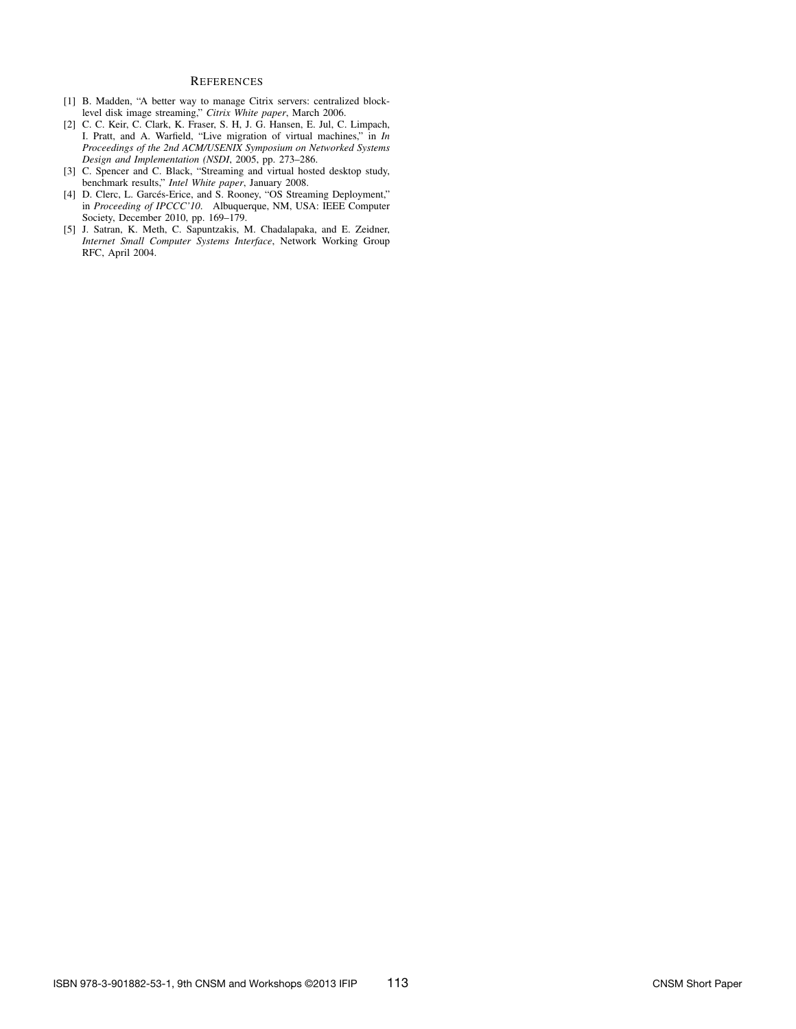## References

[1] B. Madden, "A better way to manage Citrix servers: centralized block-level disk image streaming," *Citrix White paper*, March 2006.

[2] C. C. Keir, C. Clark, K. Fraser, S. H, J. G. Hansen, E. Jul, C. Limpach, I. Pratt, and A. Warfield, "Live migration of virtual machines," in *In Proceedings of the 2nd ACM/USENIX Symposium on Networked Systems Design and Implementation (NSDI*, 2005, pp. 273–286.

[3] C. Spencer and C. Black, "Streaming and virtual hosted desktop study, benchmark results," *Intel White paper*, January 2008.

[4] D. Clerc, L. Garcés-Erice, and S. Rooney, "OS Streaming Deployment," in *Proceeding of IPCCC'10*. Albuquerque, NM, USA: IEEE Computer Society, December 2010, pp. 169–179.

[5] J. Satran, K. Meth, C. Sapuntzakis, M. Chadalapaka, and E. Zeidner, *Internet Small Computer Systems Interface*, Network Working Group RFC, April 2004.